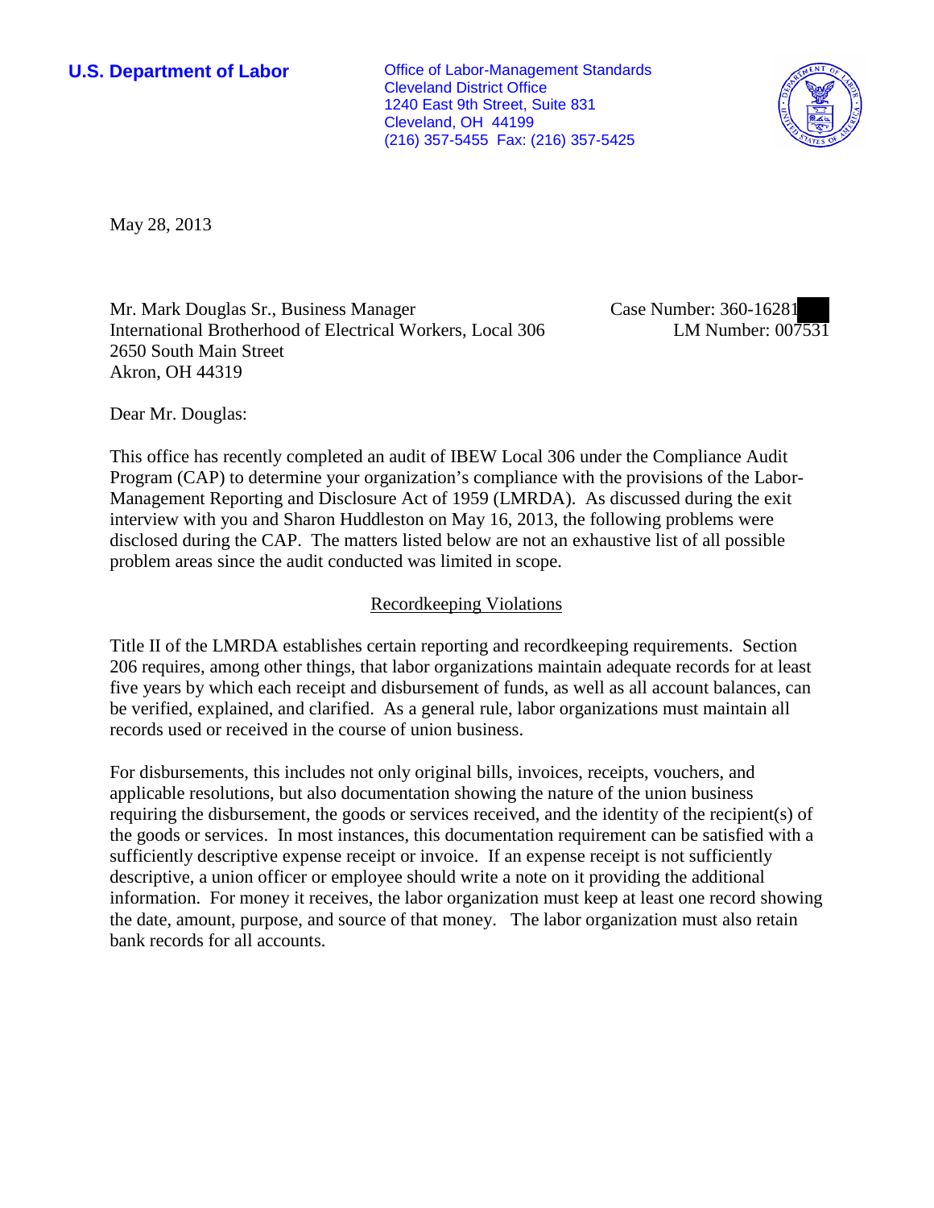**U.S. Department of Labor**

Office of Labor-Management Standards
Cleveland District Office
1240 East 9th Street, Suite 831
Cleveland, OH 44199
(216) 357-5455 Fax: (216) 357-5425

May 28, 2013

Mr. Mark Douglas Sr., Business Manager
International Brotherhood of Electrical Workers, Local 306
2650 South Main Street
Akron, OH 44319

Case Number: 360-16281
LM Number: 007531

Dear Mr. Douglas:

This office has recently completed an audit of IBEW Local 306 under the Compliance Audit Program (CAP) to determine your organization's compliance with the provisions of the Labor-Management Reporting and Disclosure Act of 1959 (LMRDA). As discussed during the exit interview with you and Sharon Huddleston on May 16, 2013, the following problems were disclosed during the CAP. The matters listed below are not an exhaustive list of all possible problem areas since the audit conducted was limited in scope.

## Recordkeeping Violations

Title II of the LMRDA establishes certain reporting and recordkeeping requirements. Section 206 requires, among other things, that labor organizations maintain adequate records for at least five years by which each receipt and disbursement of funds, as well as all account balances, can be verified, explained, and clarified. As a general rule, labor organizations must maintain all records used or received in the course of union business.

For disbursements, this includes not only original bills, invoices, receipts, vouchers, and applicable resolutions, but also documentation showing the nature of the union business requiring the disbursement, the goods or services received, and the identity of the recipient(s) of the goods or services. In most instances, this documentation requirement can be satisfied with a sufficiently descriptive expense receipt or invoice. If an expense receipt is not sufficiently descriptive, a union officer or employee should write a note on it providing the additional information. For money it receives, the labor organization must keep at least one record showing the date, amount, purpose, and source of that money. The labor organization must also retain bank records for all accounts.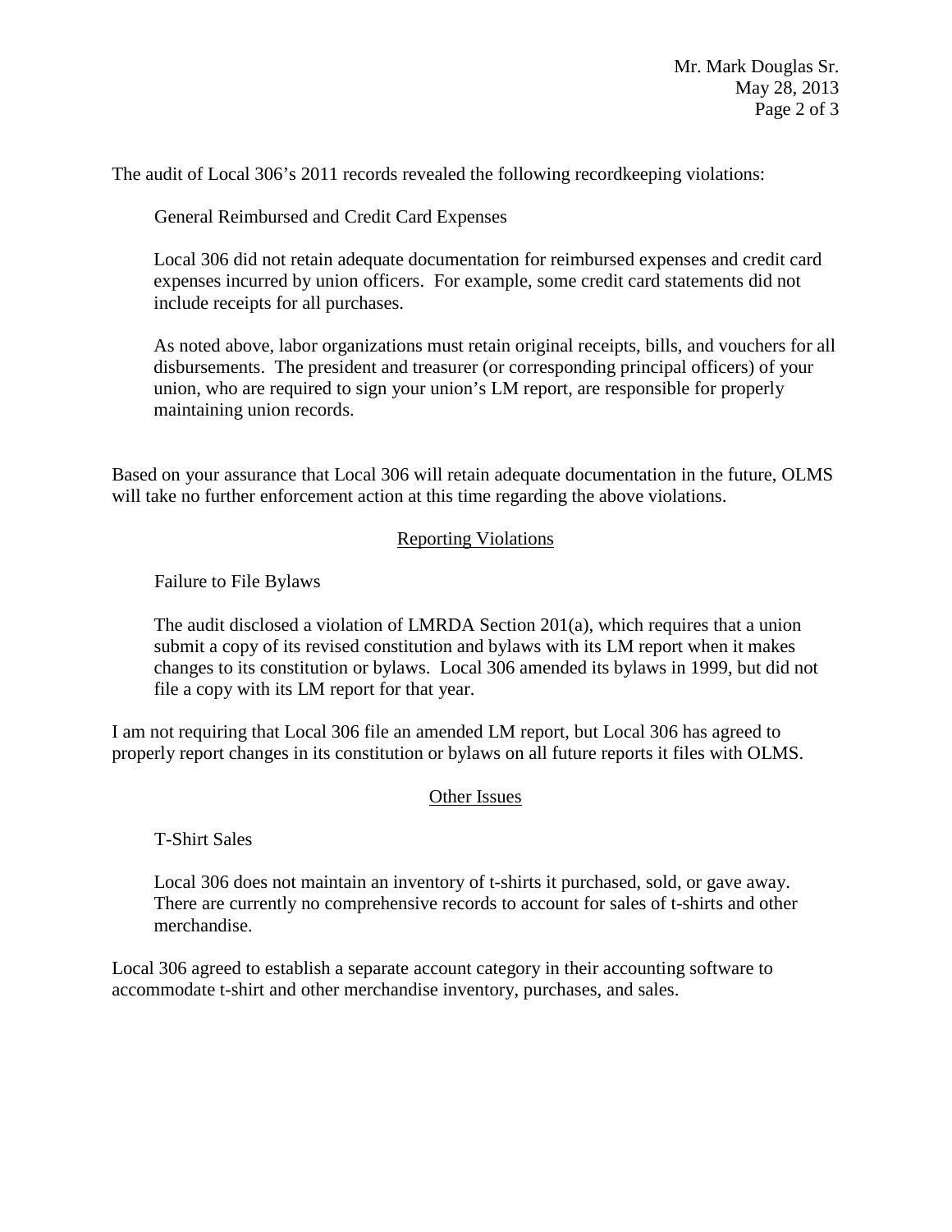The audit of Local 306's 2011 records revealed the following recordkeeping violations:

General Reimbursed and Credit Card Expenses

Local 306 did not retain adequate documentation for reimbursed expenses and credit card expenses incurred by union officers. For example, some credit card statements did not include receipts for all purchases.

As noted above, labor organizations must retain original receipts, bills, and vouchers for all disbursements. The president and treasurer (or corresponding principal officers) of your union, who are required to sign your union's LM report, are responsible for properly maintaining union records.

Based on your assurance that Local 306 will retain adequate documentation in the future, OLMS will take no further enforcement action at this time regarding the above violations.

## Reporting Violations

Failure to File Bylaws

The audit disclosed a violation of LMRDA Section 201(a), which requires that a union submit a copy of its revised constitution and bylaws with its LM report when it makes changes to its constitution or bylaws. Local 306 amended its bylaws in 1999, but did not file a copy with its LM report for that year.

I am not requiring that Local 306 file an amended LM report, but Local 306 has agreed to properly report changes in its constitution or bylaws on all future reports it files with OLMS.

## Other Issues

T-Shirt Sales

Local 306 does not maintain an inventory of t-shirts it purchased, sold, or gave away. There are currently no comprehensive records to account for sales of t-shirts and other merchandise.

Local 306 agreed to establish a separate account category in their accounting software to accommodate t-shirt and other merchandise inventory, purchases, and sales.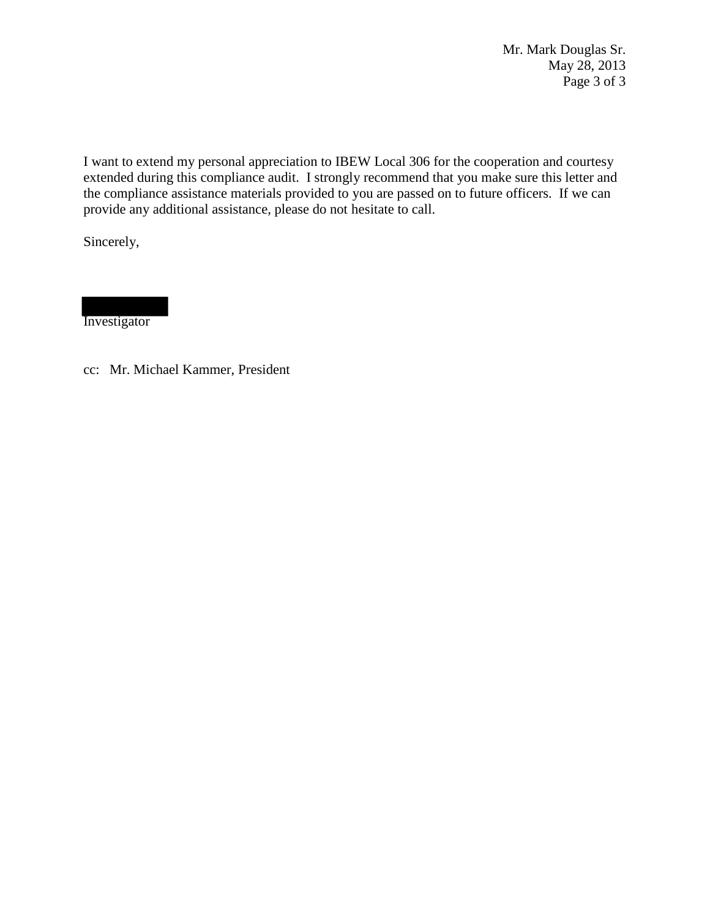I want to extend my personal appreciation to IBEW Local 306 for the cooperation and courtesy extended during this compliance audit. I strongly recommend that you make sure this letter and the compliance assistance materials provided to you are passed on to future officers. If we can provide any additional assistance, please do not hesitate to call.

Sincerely,

Investigator

cc: Mr. Michael Kammer, President